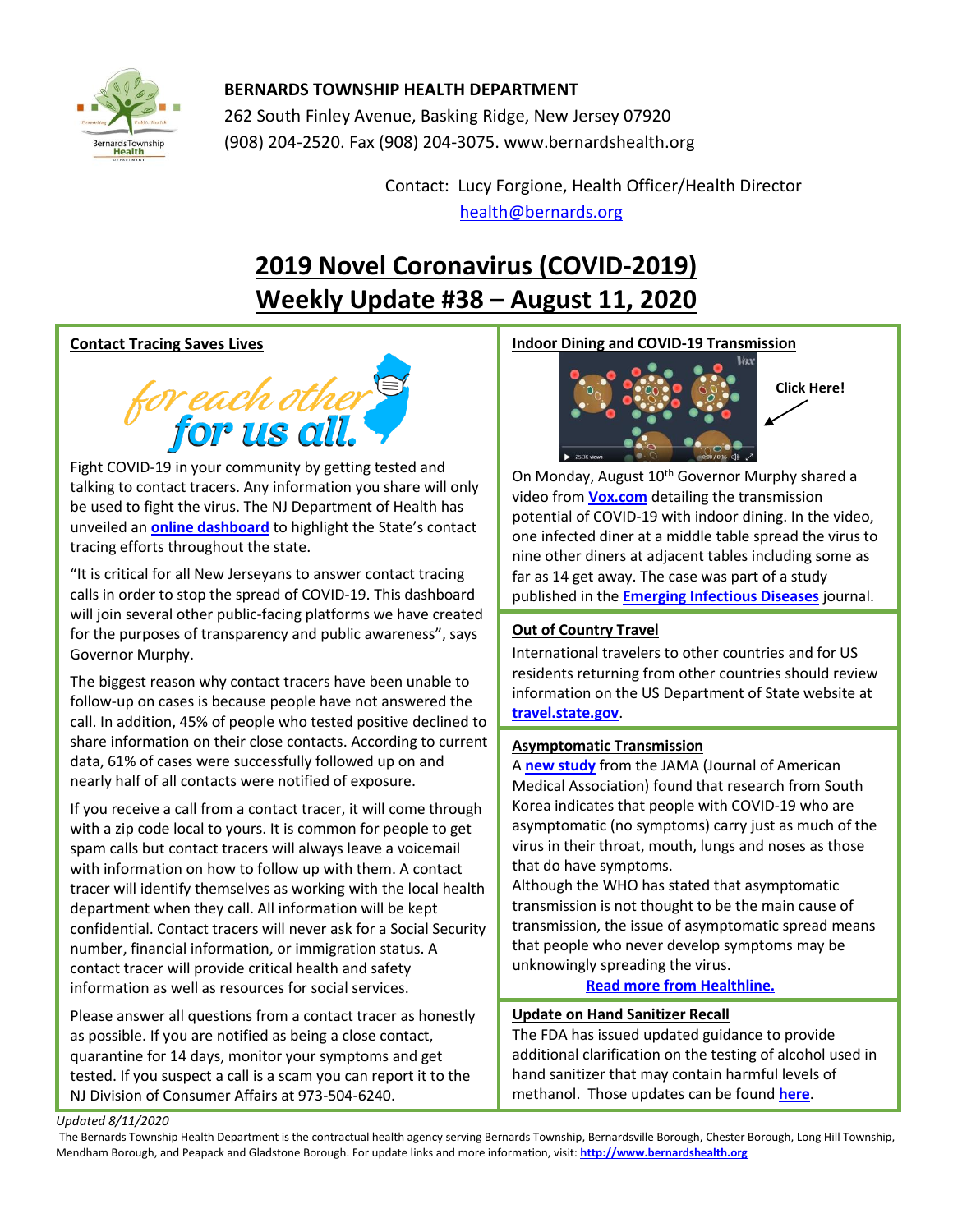**BERNARDS TOWNSHIP HEALTH DEPARTMENT**
262 South Finley Avenue, Basking Ridge, New Jersey 07920
(908) 204-2520. Fax (908) 204-3075. www.bernardshealth.org

Contact: Lucy Forgione, Health Officer/Health Director
health@bernards.org

# 2019 Novel Coronavirus (COVID-2019) Weekly Update #38 – August 11, 2020

## Contact Tracing Saves Lives

for each other for us all.

Fight COVID-19 in your community by getting tested and talking to contact tracers. Any information you share will only be used to fight the virus. The NJ Department of Health has unveiled an **online dashboard** to highlight the State's contact tracing efforts throughout the state.

"It is critical for all New Jerseyans to answer contact tracing calls in order to stop the spread of COVID-19. This dashboard will join several other public-facing platforms we have created for the purposes of transparency and public awareness", says Governor Murphy.

The biggest reason why contact tracers have been unable to follow-up on cases is because people have not answered the call. In addition, 45% of people who tested positive declined to share information on their close contacts. According to current data, 61% of cases were successfully followed up on and nearly half of all contacts were notified of exposure.

If you receive a call from a contact tracer, it will come through with a zip code local to yours. It is common for people to get spam calls but contact tracers will always leave a voicemail with information on how to follow up with them. A contact tracer will identify themselves as working with the local health department when they call. All information will be kept confidential. Contact tracers will never ask for a Social Security number, financial information, or immigration status. A contact tracer will provide critical health and safety information as well as resources for social services.

Please answer all questions from a contact tracer as honestly as possible. If you are notified as being a close contact, quarantine for 14 days, monitor your symptoms and get tested. If you suspect a call is a scam you can report it to the NJ Division of Consumer Affairs at 973-504-6240.

## Indoor Dining and COVID-19 Transmission

**Click Here!**

On Monday, August 10th Governor Murphy shared a video from **Vox.com** detailing the transmission potential of COVID-19 with indoor dining. In the video, one infected diner at a middle table spread the virus to nine other diners at adjacent tables including some as far as 14 get away. The case was part of a study published in the **Emerging Infectious Diseases** journal.

## Out of Country Travel

International travelers to other countries and for US residents returning from other countries should review information on the US Department of State website at **travel.state.gov**.

## Asymptomatic Transmission

A **new study** from the JAMA (Journal of American Medical Association) found that research from South Korea indicates that people with COVID-19 who are asymptomatic (no symptoms) carry just as much of the virus in their throat, mouth, lungs and noses as those that do have symptoms.

Although the WHO has stated that asymptomatic transmission is not thought to be the main cause of transmission, the issue of asymptomatic spread means that people who never develop symptoms may be unknowingly spreading the virus.

**Read more from Healthline.**

## Update on Hand Sanitizer Recall

The FDA has issued updated guidance to provide additional clarification on the testing of alcohol used in hand sanitizer that may contain harmful levels of methanol. Those updates can be found **here**.

*Updated 8/11/2020*

The Bernards Township Health Department is the contractual health agency serving Bernards Township, Bernardsville Borough, Chester Borough, Long Hill Township, Mendham Borough, and Peapack and Gladstone Borough. For update links and more information, visit: **http://www.bernardshealth.org**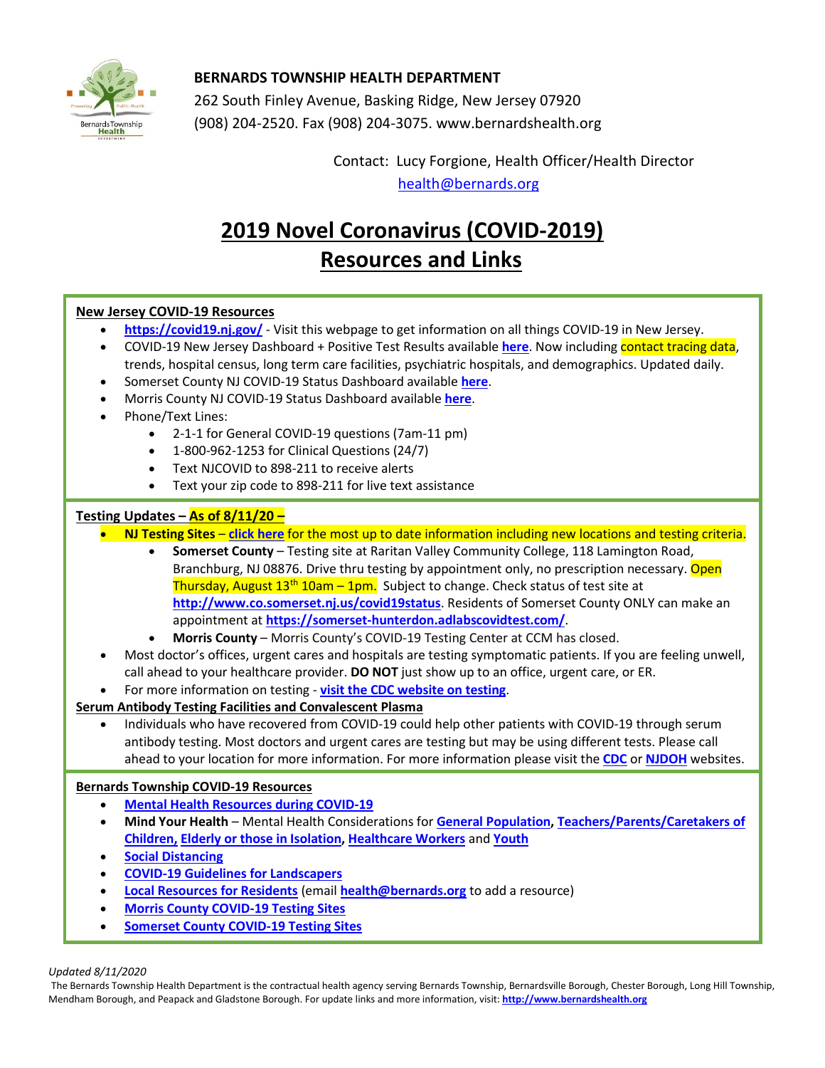**BERNARDS TOWNSHIP HEALTH DEPARTMENT**
262 South Finley Avenue, Basking Ridge, New Jersey 07920
(908) 204-2520. Fax (908) 204-3075. www.bernardshealth.org

Contact: Lucy Forgione, Health Officer/Health Director
health@bernards.org

# 2019 Novel Coronavirus (COVID-2019) Resources and Links

**New Jersey COVID-19 Resources**

- **https://covid19.nj.gov/** - Visit this webpage to get information on all things COVID-19 in New Jersey.
- COVID-19 New Jersey Dashboard + Positive Test Results available **here**. Now including contact tracing data, trends, hospital census, long term care facilities, psychiatric hospitals, and demographics. Updated daily.
- Somerset County NJ COVID-19 Status Dashboard available **here**.
- Morris County NJ COVID-19 Status Dashboard available **here**.
- Phone/Text Lines:
  - 2-1-1 for General COVID-19 questions (7am-11 pm)
  - 1-800-962-1253 for Clinical Questions (24/7)
  - Text NJCOVID to 898-211 to receive alerts
  - Text your zip code to 898-211 for live text assistance

**Testing Updates – As of 8/11/20 –**

- **NJ Testing Sites** – **click here** for the most up to date information including new locations and testing criteria.
  - **Somerset County** – Testing site at Raritan Valley Community College, 118 Lamington Road, Branchburg, NJ 08876. Drive thru testing by appointment only, no prescription necessary. Open Thursday, August 13th 10am – 1pm. Subject to change. Check status of test site at **http://www.co.somerset.nj.us/covid19status**. Residents of Somerset County ONLY can make an appointment at **https://somerset-hunterdon.adlabscovidtest.com/**.
  - **Morris County** – Morris County's COVID-19 Testing Center at CCM has closed.
- Most doctor's offices, urgent cares and hospitals are testing symptomatic patients. If you are feeling unwell, call ahead to your healthcare provider. **DO NOT** just show up to an office, urgent care, or ER.
- For more information on testing - **visit the CDC website on testing**.

**Serum Antibody Testing Facilities and Convalescent Plasma**

- Individuals who have recovered from COVID-19 could help other patients with COVID-19 through serum antibody testing. Most doctors and urgent cares are testing but may be using different tests. Please call ahead to your location for more information. For more information please visit the **CDC** or **NJDOH** websites.

**Bernards Township COVID-19 Resources**

- **Mental Health Resources during COVID-19**
- **Mind Your Health** – Mental Health Considerations for **General Population**, **Teachers/Parents/Caretakers of Children,** **Elderly or those in Isolation**, **Healthcare Workers** and **Youth**
- **Social Distancing**
- **COVID-19 Guidelines for Landscapers**
- **Local Resources for Residents** (email **health@bernards.org** to add a resource)
- **Morris County COVID-19 Testing Sites**
- **Somerset County COVID-19 Testing Sites**

*Updated 8/11/2020*

The Bernards Township Health Department is the contractual health agency serving Bernards Township, Bernardsville Borough, Chester Borough, Long Hill Township, Mendham Borough, and Peapack and Gladstone Borough. For update links and more information, visit: **http://www.bernardshealth.org**